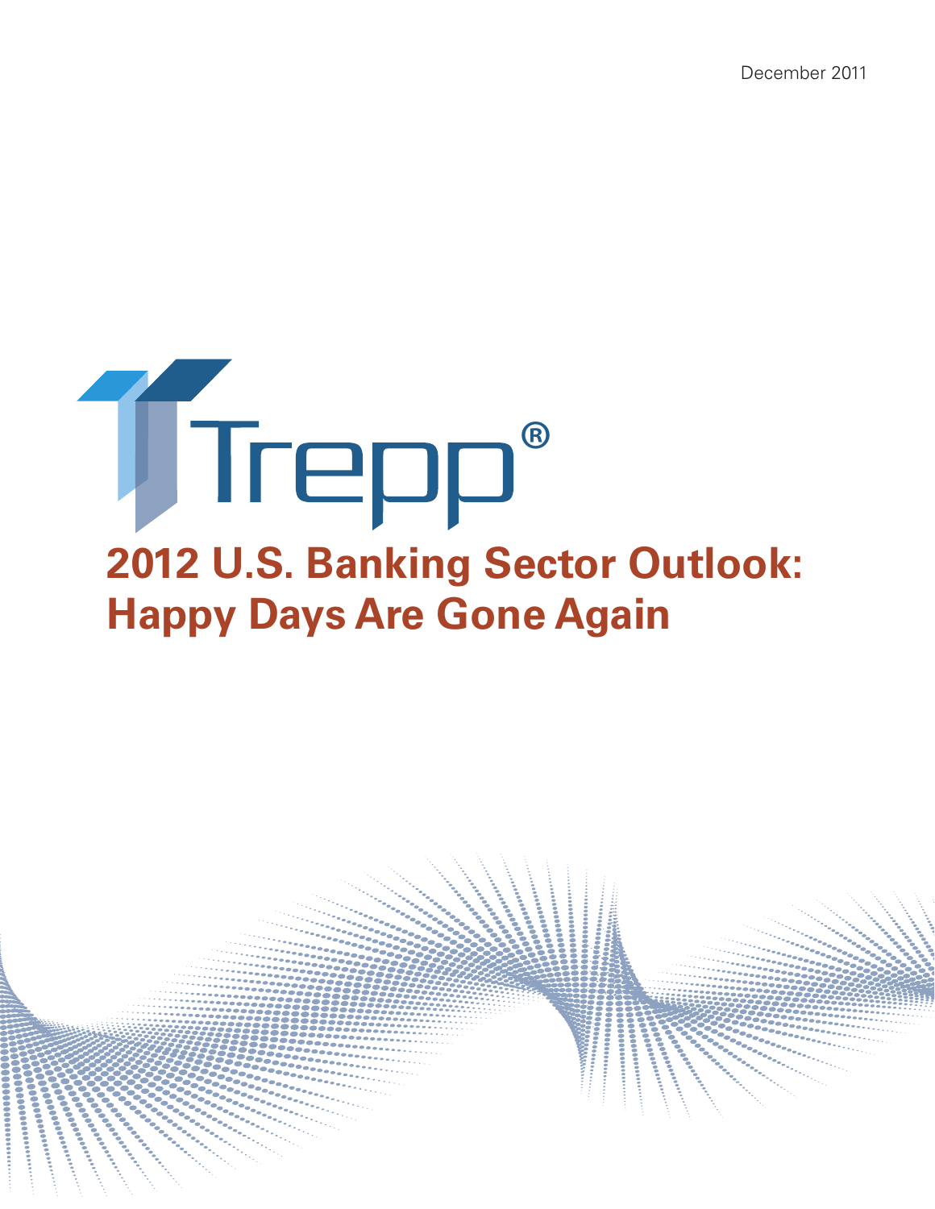December 2011

Trepp®

# 2012 U.S. Banking Sector Outlook: Happy Days Are Gone Again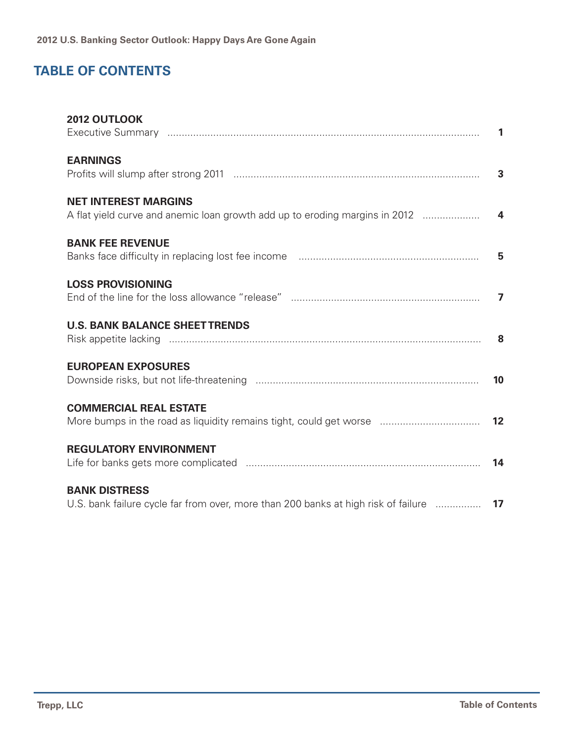# TABLE OF CONTENTS

**2012 OUTLOOK**
Executive Summary ..... 1

**EARNINGS**
Profits will slump after strong 2011 ..... 3

**NET INTEREST MARGINS**
A flat yield curve and anemic loan growth add up to eroding margins in 2012 ..... 4

**BANK FEE REVENUE**
Banks face difficulty in replacing lost fee income ..... 5

**LOSS PROVISIONING**
End of the line for the loss allowance "release" ..... 7

**U.S. BANK BALANCE SHEET TRENDS**
Risk appetite lacking ..... 8

**EUROPEAN EXPOSURES**
Downside risks, but not life-threatening ..... 10

**COMMERCIAL REAL ESTATE**
More bumps in the road as liquidity remains tight, could get worse ..... 12

**REGULATORY ENVIRONMENT**
Life for banks gets more complicated ..... 14

**BANK DISTRESS**
U.S. bank failure cycle far from over, more than 200 banks at high risk of failure ..... 17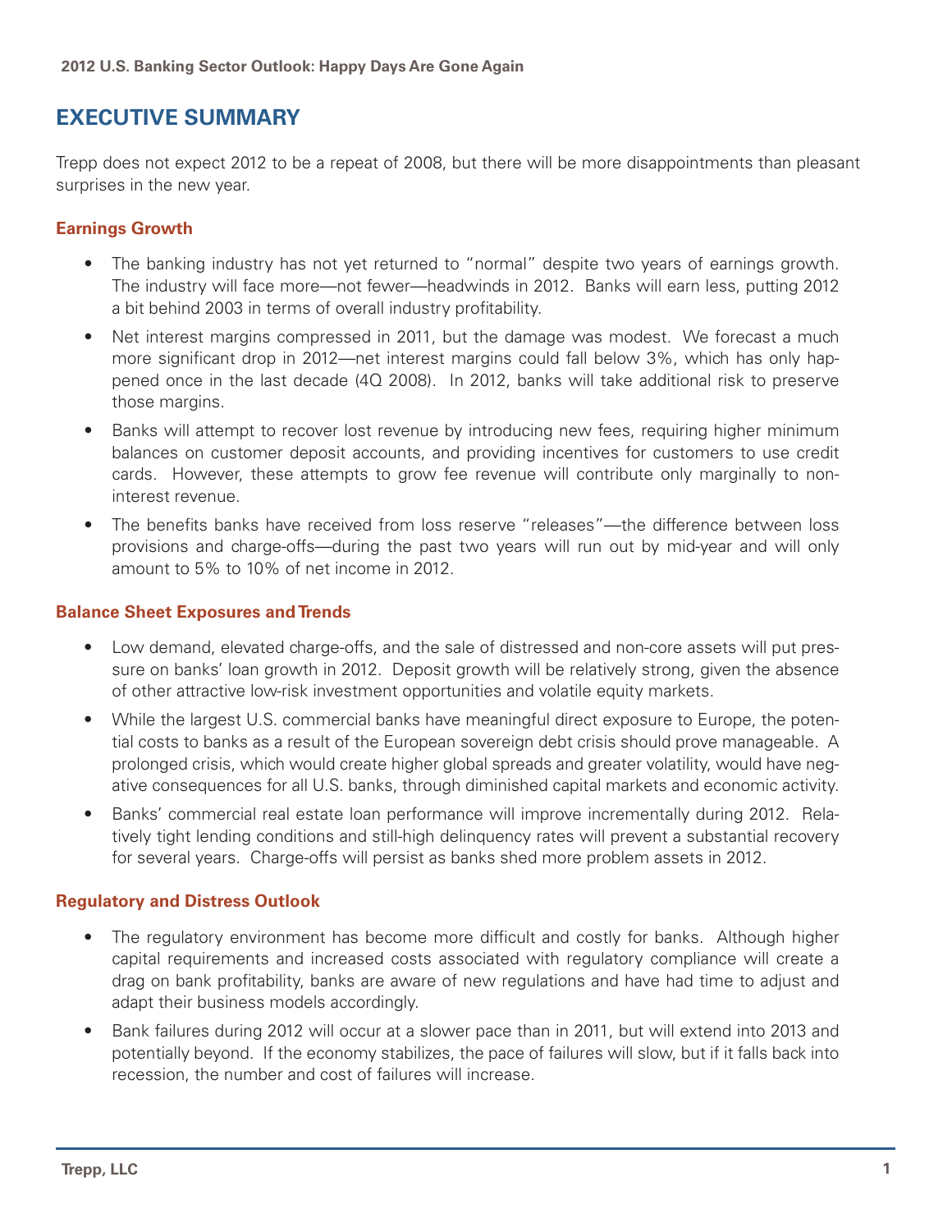# EXECUTIVE SUMMARY

Trepp does not expect 2012 to be a repeat of 2008, but there will be more disappointments than pleasant surprises in the new year.

### Earnings Growth

- The banking industry has not yet returned to "normal" despite two years of earnings growth. The industry will face more—not fewer—headwinds in 2012. Banks will earn less, putting 2012 a bit behind 2003 in terms of overall industry profitability.
- Net interest margins compressed in 2011, but the damage was modest. We forecast a much more significant drop in 2012—net interest margins could fall below 3%, which has only happened once in the last decade (4Q 2008). In 2012, banks will take additional risk to preserve those margins.
- Banks will attempt to recover lost revenue by introducing new fees, requiring higher minimum balances on customer deposit accounts, and providing incentives for customers to use credit cards. However, these attempts to grow fee revenue will contribute only marginally to non-interest revenue.
- The benefits banks have received from loss reserve "releases"—the difference between loss provisions and charge-offs—during the past two years will run out by mid-year and will only amount to 5% to 10% of net income in 2012.

### Balance Sheet Exposures and Trends

- Low demand, elevated charge-offs, and the sale of distressed and non-core assets will put pressure on banks' loan growth in 2012. Deposit growth will be relatively strong, given the absence of other attractive low-risk investment opportunities and volatile equity markets.
- While the largest U.S. commercial banks have meaningful direct exposure to Europe, the potential costs to banks as a result of the European sovereign debt crisis should prove manageable. A prolonged crisis, which would create higher global spreads and greater volatility, would have negative consequences for all U.S. banks, through diminished capital markets and economic activity.
- Banks' commercial real estate loan performance will improve incrementally during 2012. Relatively tight lending conditions and still-high delinquency rates will prevent a substantial recovery for several years. Charge-offs will persist as banks shed more problem assets in 2012.

### Regulatory and Distress Outlook

- The regulatory environment has become more difficult and costly for banks. Although higher capital requirements and increased costs associated with regulatory compliance will create a drag on bank profitability, banks are aware of new regulations and have had time to adjust and adapt their business models accordingly.
- Bank failures during 2012 will occur at a slower pace than in 2011, but will extend into 2013 and potentially beyond. If the economy stabilizes, the pace of failures will slow, but if it falls back into recession, the number and cost of failures will increase.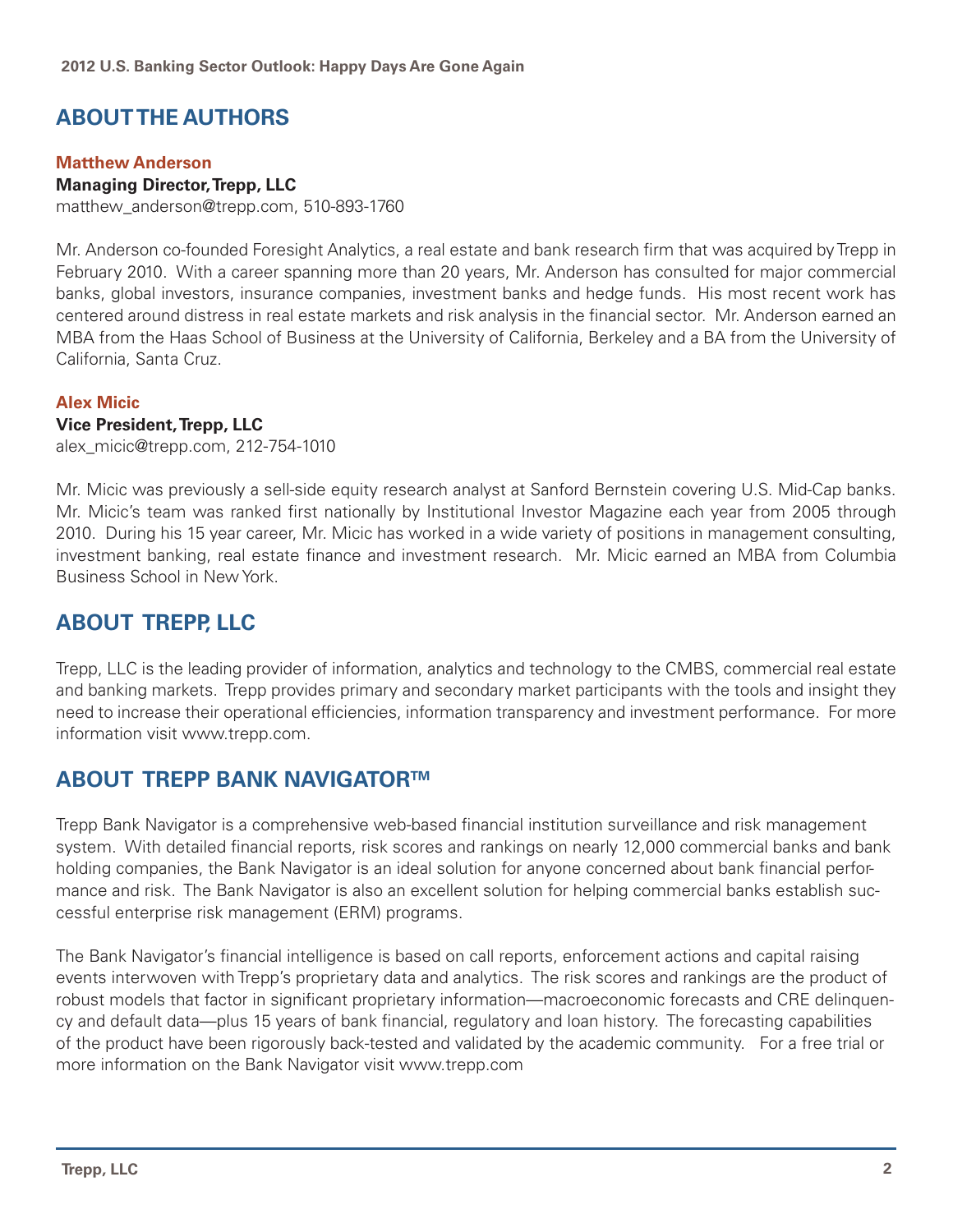## ABOUT THE AUTHORS

**Matthew Anderson**
**Managing Director, Trepp, LLC**
matthew_anderson@trepp.com, 510-893-1760

Mr. Anderson co-founded Foresight Analytics, a real estate and bank research firm that was acquired by Trepp in February 2010. With a career spanning more than 20 years, Mr. Anderson has consulted for major commercial banks, global investors, insurance companies, investment banks and hedge funds. His most recent work has centered around distress in real estate markets and risk analysis in the financial sector. Mr. Anderson earned an MBA from the Haas School of Business at the University of California, Berkeley and a BA from the University of California, Santa Cruz.

**Alex Micic**
**Vice President, Trepp, LLC**
alex_micic@trepp.com, 212-754-1010

Mr. Micic was previously a sell-side equity research analyst at Sanford Bernstein covering U.S. Mid-Cap banks. Mr. Micic's team was ranked first nationally by Institutional Investor Magazine each year from 2005 through 2010. During his 15 year career, Mr. Micic has worked in a wide variety of positions in management consulting, investment banking, real estate finance and investment research. Mr. Micic earned an MBA from Columbia Business School in New York.

## ABOUT TREPP, LLC

Trepp, LLC is the leading provider of information, analytics and technology to the CMBS, commercial real estate and banking markets. Trepp provides primary and secondary market participants with the tools and insight they need to increase their operational efficiencies, information transparency and investment performance. For more information visit www.trepp.com.

## ABOUT TREPP BANK NAVIGATOR™

Trepp Bank Navigator is a comprehensive web-based financial institution surveillance and risk management system. With detailed financial reports, risk scores and rankings on nearly 12,000 commercial banks and bank holding companies, the Bank Navigator is an ideal solution for anyone concerned about bank financial performance and risk. The Bank Navigator is also an excellent solution for helping commercial banks establish successful enterprise risk management (ERM) programs.

The Bank Navigator's financial intelligence is based on call reports, enforcement actions and capital raising events interwoven with Trepp's proprietary data and analytics. The risk scores and rankings are the product of robust models that factor in significant proprietary information—macroeconomic forecasts and CRE delinquency and default data—plus 15 years of bank financial, regulatory and loan history. The forecasting capabilities of the product have been rigorously back-tested and validated by the academic community. For a free trial or more information on the Bank Navigator visit www.trepp.com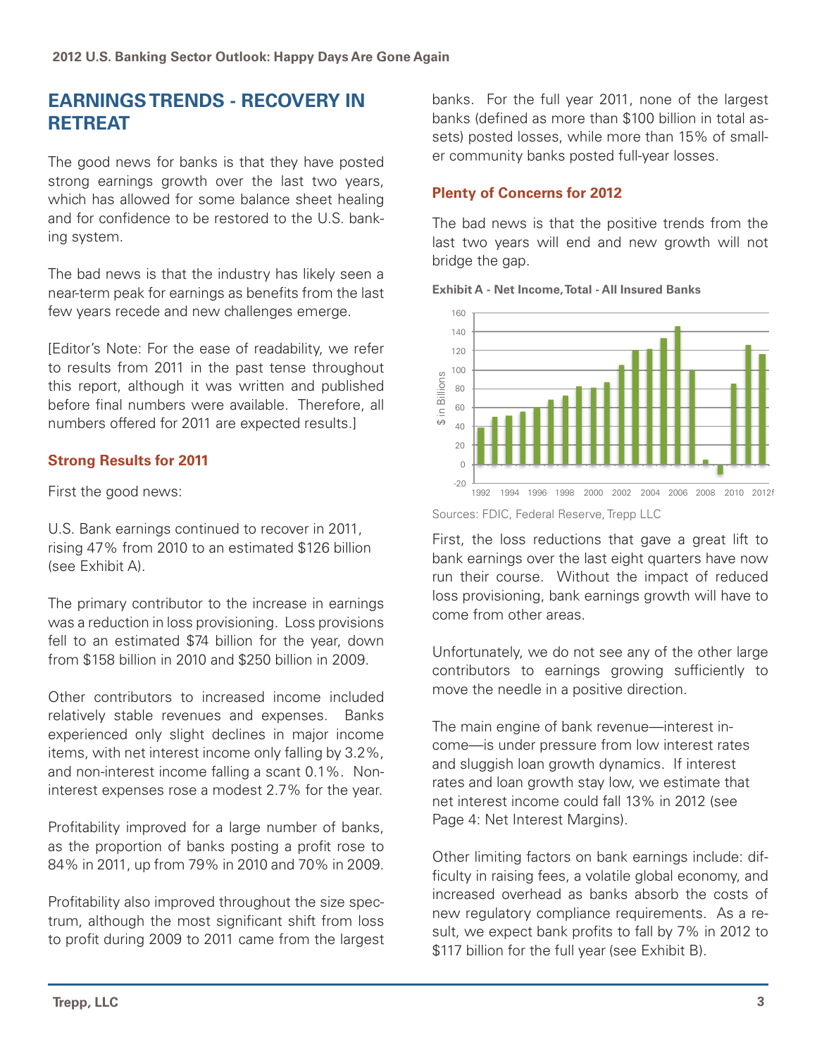## EARNINGS TRENDS - RECOVERY IN RETREAT

The good news for banks is that they have posted strong earnings growth over the last two years, which has allowed for some balance sheet healing and for confidence to be restored to the U.S. banking system.

The bad news is that the industry has likely seen a near-term peak for earnings as benefits from the last few years recede and new challenges emerge.

[Editor's Note: For the ease of readability, we refer to results from 2011 in the past tense throughout this report, although it was written and published before final numbers were available. Therefore, all numbers offered for 2011 are expected results.]

### Strong Results for 2011

First the good news:

U.S. Bank earnings continued to recover in 2011, rising 47% from 2010 to an estimated $126 billion (see Exhibit A).

The primary contributor to the increase in earnings was a reduction in loss provisioning. Loss provisions fell to an estimated $74 billion for the year, down from $158 billion in 2010 and $250 billion in 2009.

Other contributors to increased income included relatively stable revenues and expenses. Banks experienced only slight declines in major income items, with net interest income only falling by 3.2%, and non-interest income falling a scant 0.1%. Non-interest expenses rose a modest 2.7% for the year.

Profitability improved for a large number of banks, as the proportion of banks posting a profit rose to 84% in 2011, up from 79% in 2010 and 70% in 2009.

Profitability also improved throughout the size spectrum, although the most significant shift from loss to profit during 2009 to 2011 came from the largest banks. For the full year 2011, none of the largest banks (defined as more than $100 billion in total assets) posted losses, while more than 15% of smaller community banks posted full-year losses.

### Plenty of Concerns for 2012

The bad news is that the positive trends from the last two years will end and new growth will not bridge the gap.

**Exhibit A - Net Income, Total - All Insured Banks**

Sources: FDIC, Federal Reserve, Trepp LLC

First, the loss reductions that gave a great lift to bank earnings over the last eight quarters have now run their course. Without the impact of reduced loss provisioning, bank earnings growth will have to come from other areas.

Unfortunately, we do not see any of the other large contributors to earnings growing sufficiently to move the needle in a positive direction.

The main engine of bank revenue—interest income—is under pressure from low interest rates and sluggish loan growth dynamics. If interest rates and loan growth stay low, we estimate that net interest income could fall 13% in 2012 (see Page 4: Net Interest Margins).

Other limiting factors on bank earnings include: difficulty in raising fees, a volatile global economy, and increased overhead as banks absorb the costs of new regulatory compliance requirements. As a result, we expect bank profits to fall by 7% in 2012 to $117 billion for the full year (see Exhibit B).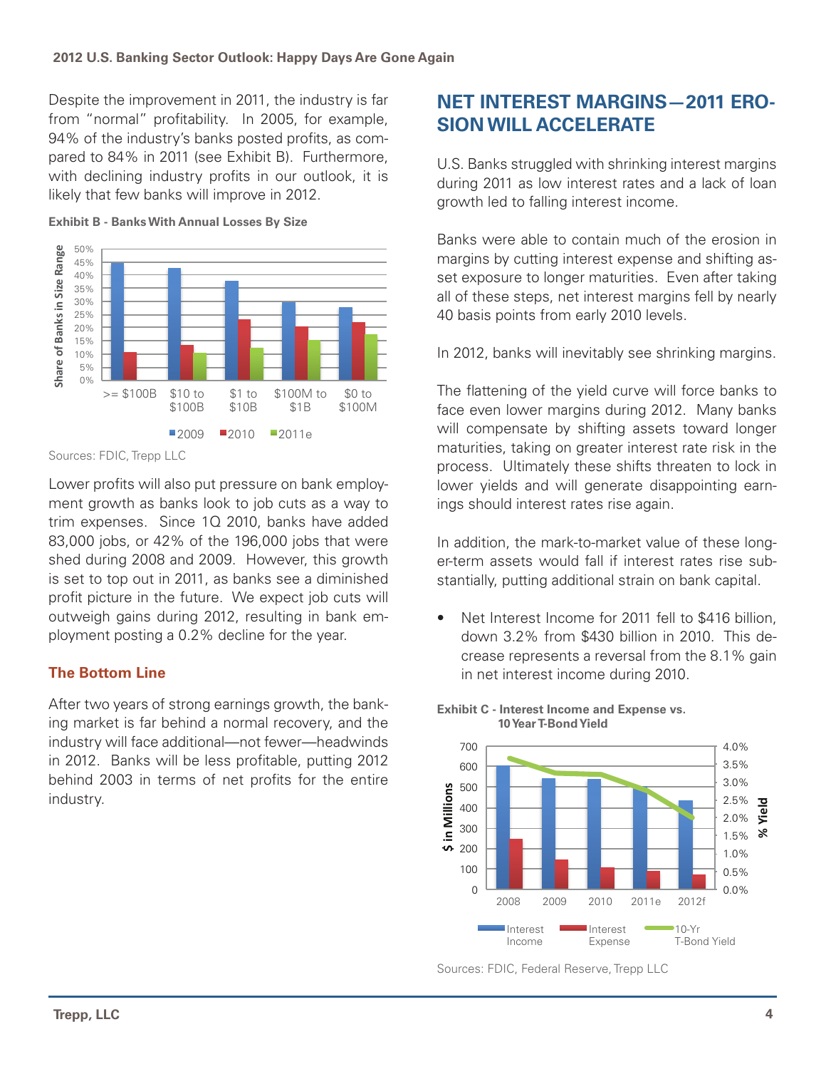Despite the improvement in 2011, the industry is far from "normal" profitability. In 2005, for example, 94% of the industry's banks posted profits, as compared to 84% in 2011 (see Exhibit B). Furthermore, with declining industry profits in our outlook, it is likely that few banks will improve in 2012.

**Exhibit B - Banks With Annual Losses By Size**

Sources: FDIC, Trepp LLC

Lower profits will also put pressure on bank employment growth as banks look to job cuts as a way to trim expenses. Since 1Q 2010, banks have added 83,000 jobs, or 42% of the 196,000 jobs that were shed during 2008 and 2009. However, this growth is set to top out in 2011, as banks see a diminished profit picture in the future. We expect job cuts will outweigh gains during 2012, resulting in bank employment posting a 0.2% decline for the year.

### The Bottom Line

After two years of strong earnings growth, the banking market is far behind a normal recovery, and the industry will face additional—not fewer—headwinds in 2012. Banks will be less profitable, putting 2012 behind 2003 in terms of net profits for the entire industry.

## NET INTEREST MARGINS—2011 EROSION WILL ACCELERATE

U.S. Banks struggled with shrinking interest margins during 2011 as low interest rates and a lack of loan growth led to falling interest income.

Banks were able to contain much of the erosion in margins by cutting interest expense and shifting asset exposure to longer maturities. Even after taking all of these steps, net interest margins fell by nearly 40 basis points from early 2010 levels.

In 2012, banks will inevitably see shrinking margins.

The flattening of the yield curve will force banks to face even lower margins during 2012. Many banks will compensate by shifting assets toward longer maturities, taking on greater interest rate risk in the process. Ultimately these shifts threaten to lock in lower yields and will generate disappointing earnings should interest rates rise again.

In addition, the mark-to-market value of these longer-term assets would fall if interest rates rise substantially, putting additional strain on bank capital.

- Net Interest Income for 2011 fell to $416 billion, down 3.2% from $430 billion in 2010. This decrease represents a reversal from the 8.1% gain in net interest income during 2010.

**Exhibit C - Interest Income and Expense vs. 10 Year T-Bond Yield**

Sources: FDIC, Federal Reserve, Trepp LLC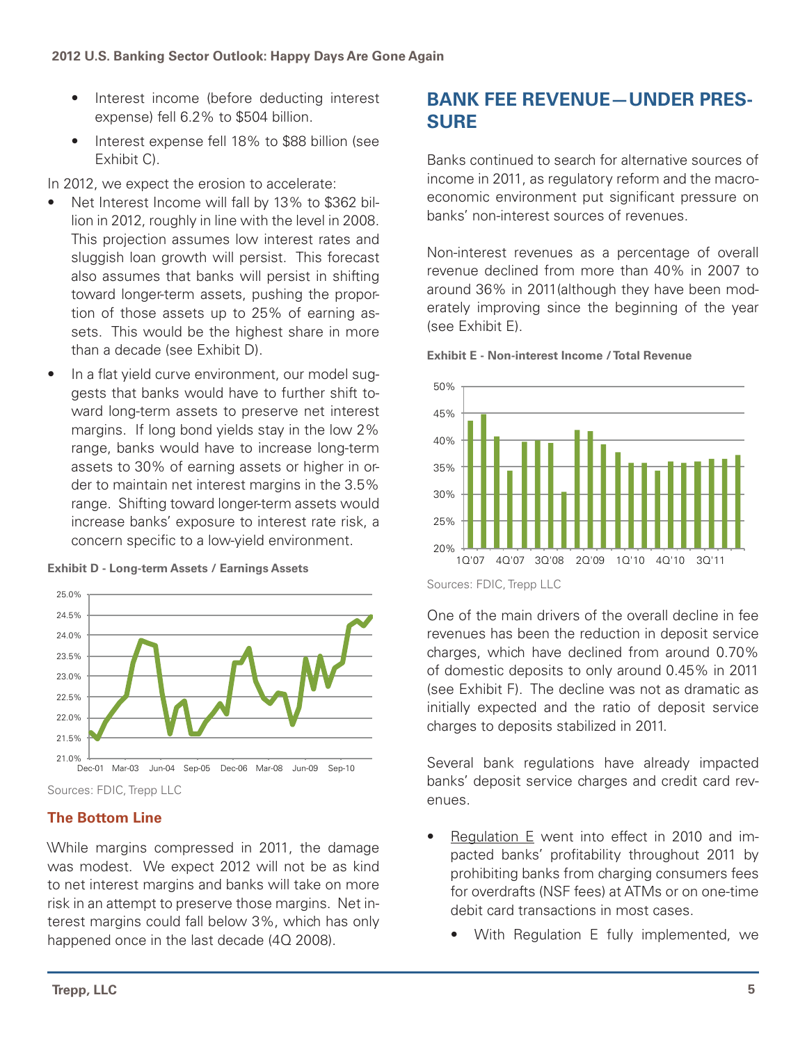- Interest income (before deducting interest expense) fell 6.2% to $504 billion.
- Interest expense fell 18% to $88 billion (see Exhibit C).

In 2012, we expect the erosion to accelerate:

- Net Interest Income will fall by 13% to $362 billion in 2012, roughly in line with the level in 2008. This projection assumes low interest rates and sluggish loan growth will persist. This forecast also assumes that banks will persist in shifting toward longer-term assets, pushing the proportion of those assets up to 25% of earning assets. This would be the highest share in more than a decade (see Exhibit D).
- In a flat yield curve environment, our model suggests that banks would have to further shift toward long-term assets to preserve net interest margins. If long bond yields stay in the low 2% range, banks would have to increase long-term assets to 30% of earning assets or higher in order to maintain net interest margins in the 3.5% range. Shifting toward longer-term assets would increase banks' exposure to interest rate risk, a concern specific to a low-yield environment.

**Exhibit D - Long-term Assets / Earnings Assets**

Sources: FDIC, Trepp LLC

### The Bottom Line

\While margins compressed in 2011, the damage was modest. We expect 2012 will not be as kind to net interest margins and banks will take on more risk in an attempt to preserve those margins. Net interest margins could fall below 3%, which has only happened once in the last decade (4Q 2008).

## BANK FEE REVENUE—UNDER PRESSURE

Banks continued to search for alternative sources of income in 2011, as regulatory reform and the macroeconomic environment put significant pressure on banks' non-interest sources of revenues.

Non-interest revenues as a percentage of overall revenue declined from more than 40% in 2007 to around 36% in 2011(although they have been moderately improving since the beginning of the year (see Exhibit E).

**Exhibit E - Non-interest Income / Total Revenue**

Sources: FDIC, Trepp LLC

One of the main drivers of the overall decline in fee revenues has been the reduction in deposit service charges, which have declined from around 0.70% of domestic deposits to only around 0.45% in 2011 (see Exhibit F). The decline was not as dramatic as initially expected and the ratio of deposit service charges to deposits stabilized in 2011.

Several bank regulations have already impacted banks' deposit service charges and credit card revenues.

- Regulation E went into effect in 2010 and impacted banks' profitability throughout 2011 by prohibiting banks from charging consumers fees for overdrafts (NSF fees) at ATMs or on one-time debit card transactions in most cases.
  - With Regulation E fully implemented, we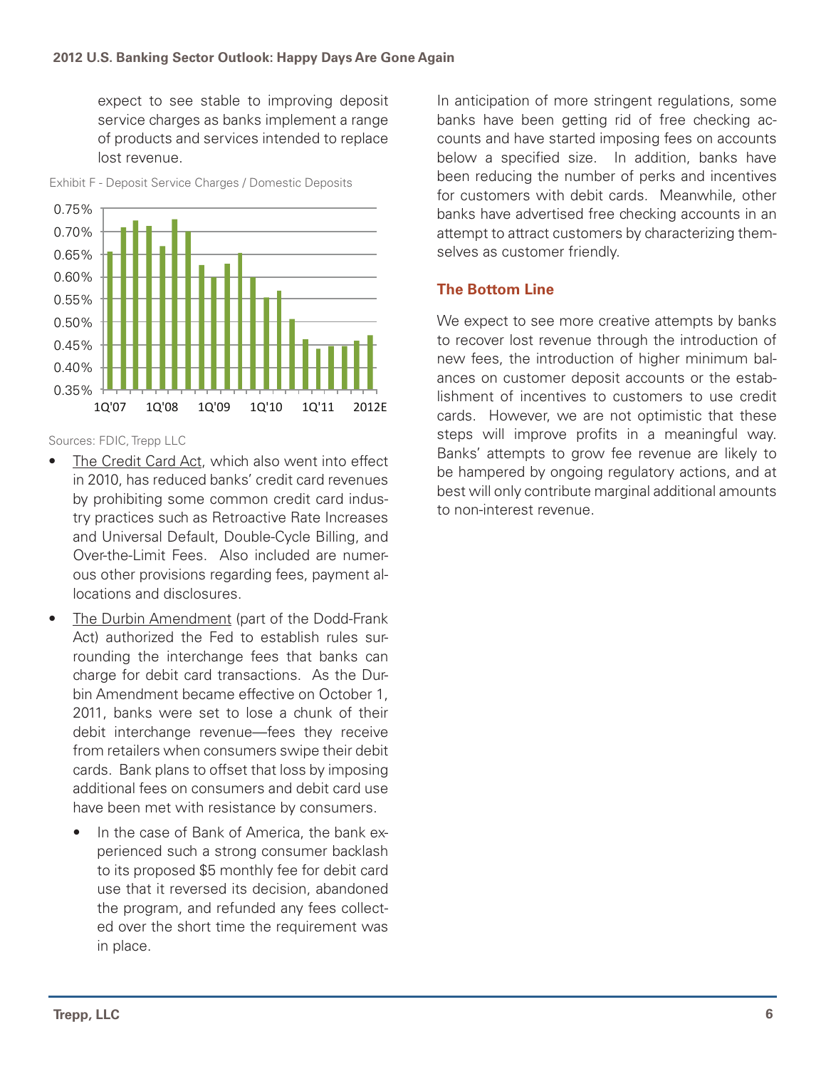expect to see stable to improving deposit service charges as banks implement a range of products and services intended to replace lost revenue.

Exhibit F - Deposit Service Charges / Domestic Deposits

Sources: FDIC, Trepp LLC

- The Credit Card Act, which also went into effect in 2010, has reduced banks' credit card revenues by prohibiting some common credit card industry practices such as Retroactive Rate Increases and Universal Default, Double-Cycle Billing, and Over-the-Limit Fees. Also included are numerous other provisions regarding fees, payment allocations and disclosures.
- The Durbin Amendment (part of the Dodd-Frank Act) authorized the Fed to establish rules surrounding the interchange fees that banks can charge for debit card transactions. As the Durbin Amendment became effective on October 1, 2011, banks were set to lose a chunk of their debit interchange revenue—fees they receive from retailers when consumers swipe their debit cards. Bank plans to offset that loss by imposing additional fees on consumers and debit card use have been met with resistance by consumers.
    - In the case of Bank of America, the bank experienced such a strong consumer backlash to its proposed $5 monthly fee for debit card use that it reversed its decision, abandoned the program, and refunded any fees collected over the short time the requirement was in place.

In anticipation of more stringent regulations, some banks have been getting rid of free checking accounts and have started imposing fees on accounts below a specified size. In addition, banks have been reducing the number of perks and incentives for customers with debit cards. Meanwhile, other banks have advertised free checking accounts in an attempt to attract customers by characterizing themselves as customer friendly.

### The Bottom Line

We expect to see more creative attempts by banks to recover lost revenue through the introduction of new fees, the introduction of higher minimum balances on customer deposit accounts or the establishment of incentives to customers to use credit cards. However, we are not optimistic that these steps will improve profits in a meaningful way. Banks' attempts to grow fee revenue are likely to be hampered by ongoing regulatory actions, and at best will only contribute marginal additional amounts to non-interest revenue.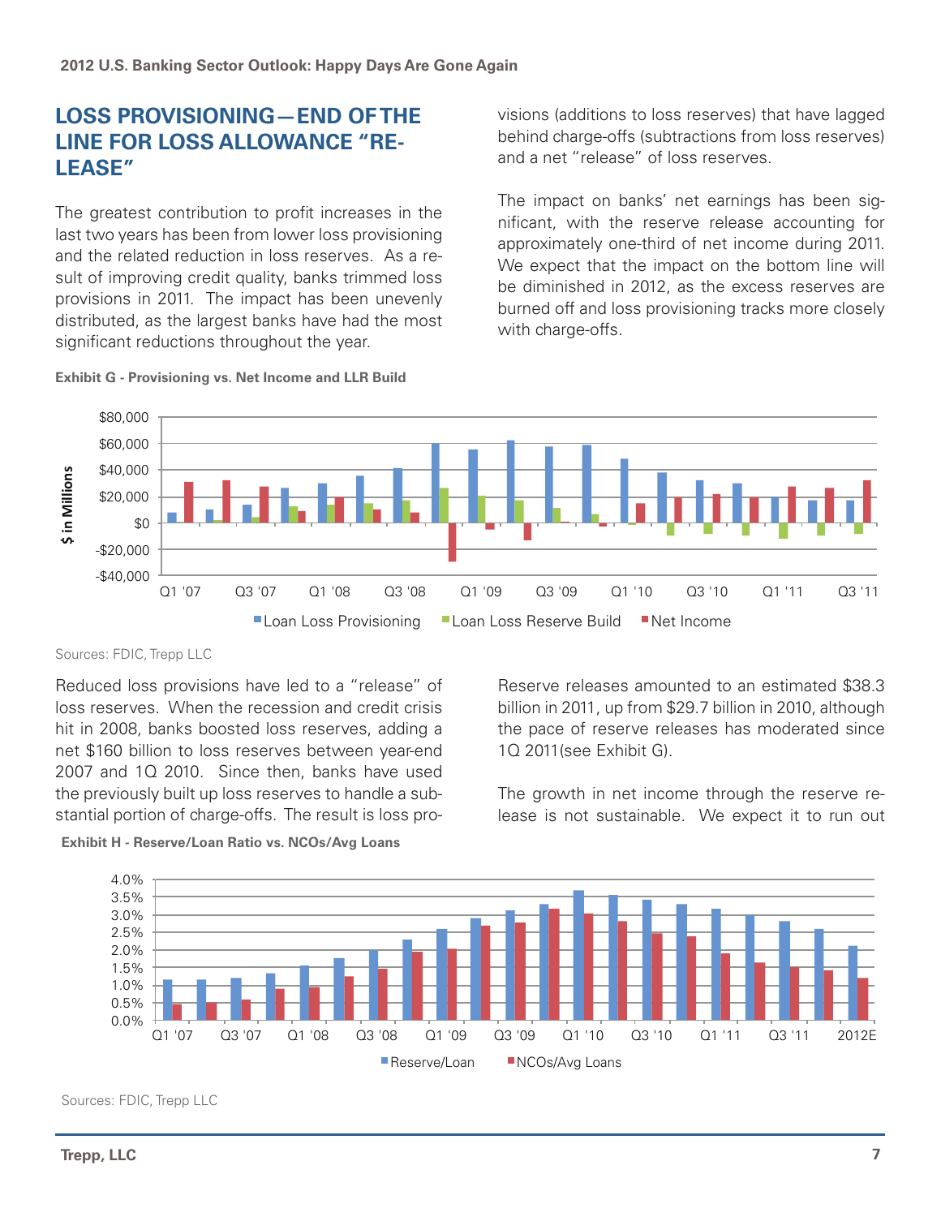## LOSS PROVISIONING—END OF THE LINE FOR LOSS ALLOWANCE "RELEASE"

The greatest contribution to profit increases in the last two years has been from lower loss provisioning and the related reduction in loss reserves. As a result of improving credit quality, banks trimmed loss provisions in 2011. The impact has been unevenly distributed, as the largest banks have had the most significant reductions throughout the year.

Reduced loss provisions have led to a "release" of loss reserves. When the recession and credit crisis hit in 2008, banks boosted loss reserves, adding a net $160 billion to loss reserves between year-end 2007 and 1Q 2010. Since then, banks have used the previously built up loss reserves to handle a substantial portion of charge-offs. The result is loss provisions (additions to loss reserves) that have lagged behind charge-offs (subtractions from loss reserves) and a net "release" of loss reserves.

The impact on banks' net earnings has been significant, with the reserve release accounting for approximately one-third of net income during 2011. We expect that the impact on the bottom line will be diminished in 2012, as the excess reserves are burned off and loss provisioning tracks more closely with charge-offs.

**Exhibit G - Provisioning vs. Net Income and LLR Build**

Sources: FDIC, Trepp LLC

Reserve releases amounted to an estimated $38.3 billion in 2011, up from $29.7 billion in 2010, although the pace of reserve releases has moderated since 1Q 2011(see Exhibit G).

The growth in net income through the reserve release is not sustainable. We expect it to run out

**Exhibit H - Reserve/Loan Ratio vs. NCOs/Avg Loans**

Sources: FDIC, Trepp LLC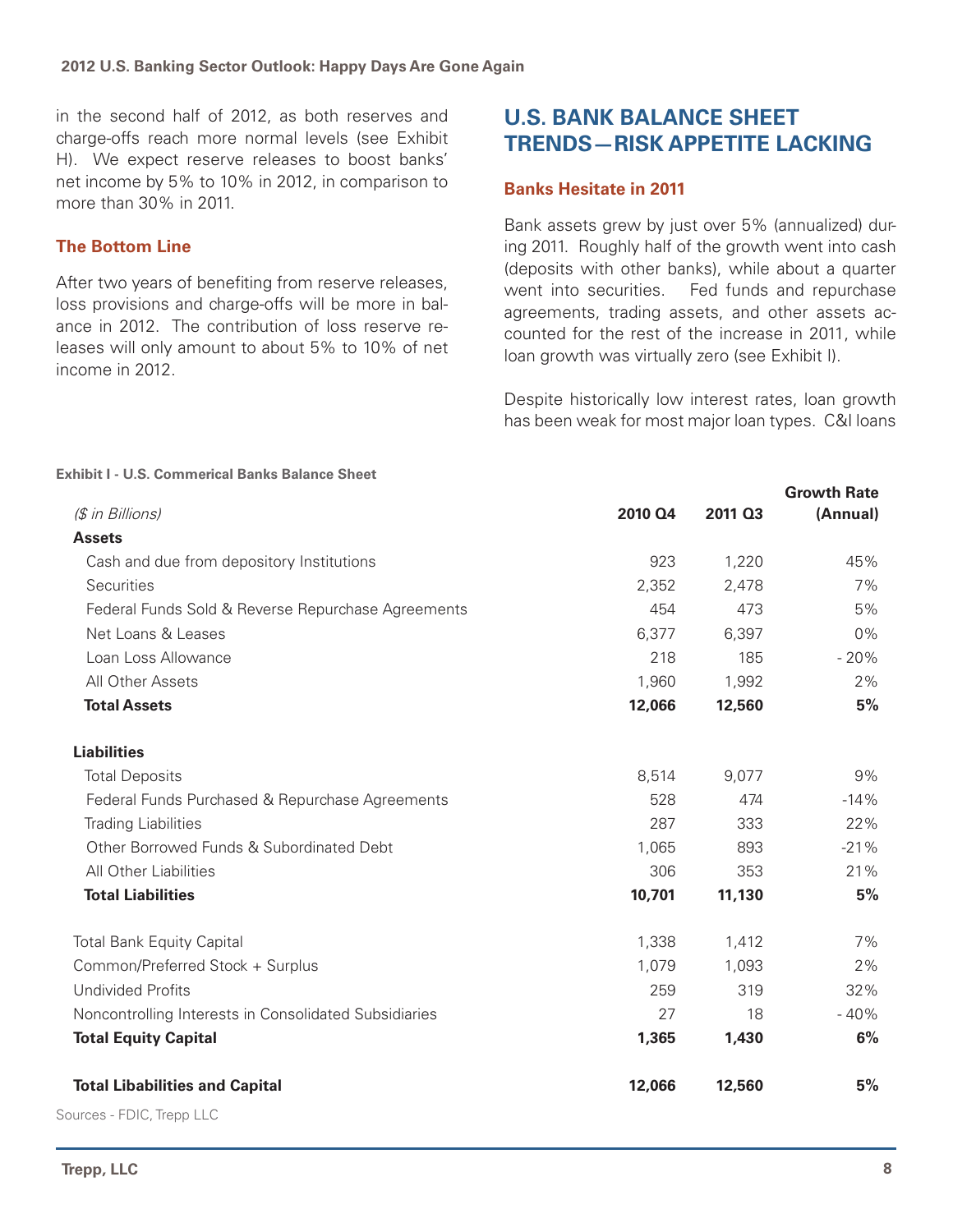in the second half of 2012, as both reserves and charge-offs reach more normal levels (see Exhibit H). We expect reserve releases to boost banks' net income by 5% to 10% in 2012, in comparison to more than 30% in 2011.

### The Bottom Line

After two years of benefiting from reserve releases, loss provisions and charge-offs will be more in balance in 2012. The contribution of loss reserve releases will only amount to about 5% to 10% of net income in 2012.

## U.S. BANK BALANCE SHEET TRENDS—RISK APPETITE LACKING

### Banks Hesitate in 2011

Bank assets grew by just over 5% (annualized) during 2011. Roughly half of the growth went into cash (deposits with other banks), while about a quarter went into securities. Fed funds and repurchase agreements, trading assets, and other assets accounted for the rest of the increase in 2011, while loan growth was virtually zero (see Exhibit I).

Despite historically low interest rates, loan growth has been weak for most major loan types. C&I loans

**Exhibit I - U.S. Commerical Banks Balance Sheet**

| *($ in Billions)* | **2010 Q4** | **2011 Q3** | **Growth Rate (Annual)** |
|---|---|---|---|
| **Assets** | | | |
| Cash and due from depository Institutions | 923 | 1,220 | 45% |
| Securities | 2,352 | 2,478 | 7% |
| Federal Funds Sold & Reverse Repurchase Agreements | 454 | 473 | 5% |
| Net Loans & Leases | 6,377 | 6,397 | 0% |
| Loan Loss Allowance | 218 | 185 | - 20% |
| All Other Assets | 1,960 | 1,992 | 2% |
| **Total Assets** | **12,066** | **12,560** | **5%** |
| | | | |
| **Liabilities** | | | |
| Total Deposits | 8,514 | 9,077 | 9% |
| Federal Funds Purchased & Repurchase Agreements | 528 | 474 | -14% |
| Trading Liabilities | 287 | 333 | 22% |
| Other Borrowed Funds & Subordinated Debt | 1,065 | 893 | -21% |
| All Other Liabilities | 306 | 353 | 21% |
| **Total Liabilities** | **10,701** | **11,130** | **5%** |
| | | | |
| Total Bank Equity Capital | 1,338 | 1,412 | 7% |
| Common/Preferred Stock + Surplus | 1,079 | 1,093 | 2% |
| Undivided Profits | 259 | 319 | 32% |
| Noncontrolling Interests in Consolidated Subsidiaries | 27 | 18 | - 40% |
| **Total Equity Capital** | **1,365** | **1,430** | **6%** |
| | | | |
| **Total Libabilities and Capital** | **12,066** | **12,560** | **5%** |

Sources - FDIC, Trepp LLC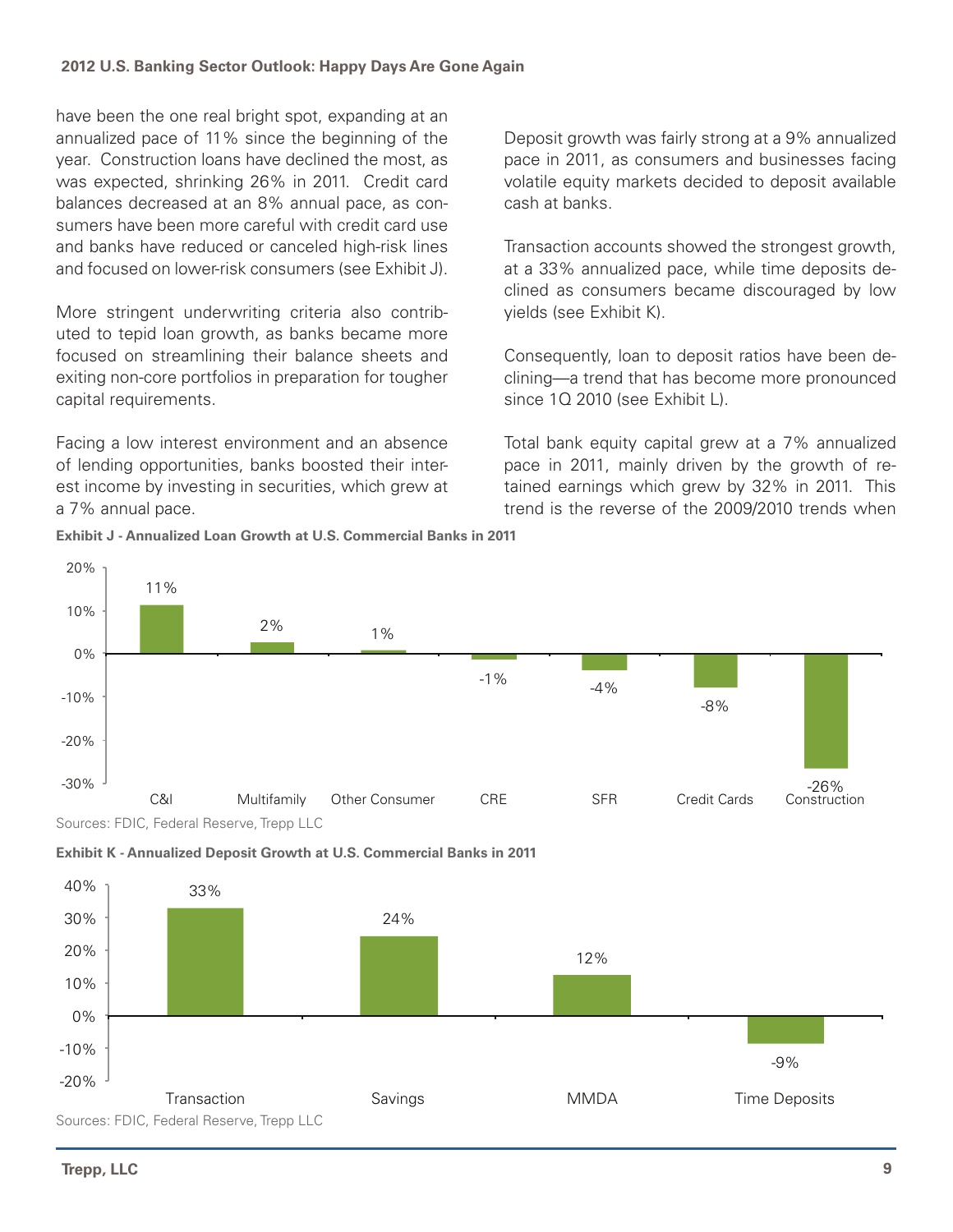have been the one real bright spot, expanding at an annualized pace of 11% since the beginning of the year. Construction loans have declined the most, as was expected, shrinking 26% in 2011. Credit card balances decreased at an 8% annual pace, as consumers have been more careful with credit card use and banks have reduced or canceled high-risk lines and focused on lower-risk consumers (see Exhibit J).

More stringent underwriting criteria also contributed to tepid loan growth, as banks became more focused on streamlining their balance sheets and exiting non-core portfolios in preparation for tougher capital requirements.

Facing a low interest environment and an absence of lending opportunities, banks boosted their interest income by investing in securities, which grew at a 7% annual pace.

Deposit growth was fairly strong at a 9% annualized pace in 2011, as consumers and businesses facing volatile equity markets decided to deposit available cash at banks.

Transaction accounts showed the strongest growth, at a 33% annualized pace, while time deposits declined as consumers became discouraged by low yields (see Exhibit K).

Consequently, loan to deposit ratios have been declining—a trend that has become more pronounced since 1Q 2010 (see Exhibit L).

Total bank equity capital grew at a 7% annualized pace in 2011, mainly driven by the growth of retained earnings which grew by 32% in 2011. This trend is the reverse of the 2009/2010 trends when

**Exhibit J - Annualized Loan Growth at U.S. Commercial Banks in 2011**

| C&I | Multifamily | Other Consumer | CRE | SFR | Credit Cards | Construction |
|---|---|---|---|---|---|---|
| 11% | 2% | 1% | -1% | -4% | -8% | -26% |

Sources: FDIC, Federal Reserve, Trepp LLC

**Exhibit K - Annualized Deposit Growth at U.S. Commercial Banks in 2011**

| Transaction | Savings | MMDA | Time Deposits |
|---|---|---|---|
| 33% | 24% | 12% | -9% |

Sources: FDIC, Federal Reserve, Trepp LLC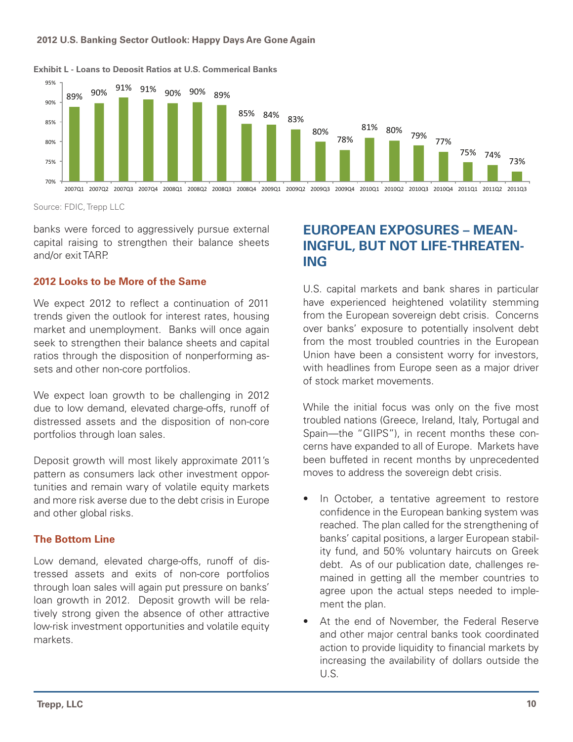**Exhibit L - Loans to Deposit Ratios at U.S. Commerical Banks**

| Quarter | Ratio |
|---|---|
| 2007Q1 | 89% |
| 2007Q2 | 90% |
| 2007Q3 | 91% |
| 2007Q4 | 91% |
| 2008Q1 | 90% |
| 2008Q2 | 90% |
| 2008Q3 | 89% |
| 2008Q4 | 85% |
| 2009Q1 | 84% |
| 2009Q2 | 83% |
| 2009Q3 | 80% |
| 2009Q4 | 78% |
| 2010Q1 | 81% |
| 2010Q2 | 80% |
| 2010Q3 | 79% |
| 2010Q4 | 77% |
| 2011Q1 | 75% |
| 2011Q2 | 74% |
| 2011Q3 | 73% |

Source: FDIC, Trepp LLC

banks were forced to aggressively pursue external capital raising to strengthen their balance sheets and/or exit TARP.

### 2012 Looks to be More of the Same

We expect 2012 to reflect a continuation of 2011 trends given the outlook for interest rates, housing market and unemployment. Banks will once again seek to strengthen their balance sheets and capital ratios through the disposition of nonperforming assets and other non-core portfolios.

We expect loan growth to be challenging in 2012 due to low demand, elevated charge-offs, runoff of distressed assets and the disposition of non-core portfolios through loan sales.

Deposit growth will most likely approximate 2011's pattern as consumers lack other investment opportunities and remain wary of volatile equity markets and more risk averse due to the debt crisis in Europe and other global risks.

### The Bottom Line

Low demand, elevated charge-offs, runoff of distressed assets and exits of non-core portfolios through loan sales will again put pressure on banks' loan growth in 2012. Deposit growth will be relatively strong given the absence of other attractive low-risk investment opportunities and volatile equity markets.

## EUROPEAN EXPOSURES – MEANINGFUL, BUT NOT LIFE-THREATENING

U.S. capital markets and bank shares in particular have experienced heightened volatility stemming from the European sovereign debt crisis. Concerns over banks' exposure to potentially insolvent debt from the most troubled countries in the European Union have been a consistent worry for investors, with headlines from Europe seen as a major driver of stock market movements.

While the initial focus was only on the five most troubled nations (Greece, Ireland, Italy, Portugal and Spain—the "GIIPS"), in recent months these concerns have expanded to all of Europe. Markets have been buffeted in recent months by unprecedented moves to address the sovereign debt crisis.

- In October, a tentative agreement to restore confidence in the European banking system was reached. The plan called for the strengthening of banks' capital positions, a larger European stability fund, and 50% voluntary haircuts on Greek debt. As of our publication date, challenges remained in getting all the member countries to agree upon the actual steps needed to implement the plan.
- At the end of November, the Federal Reserve and other major central banks took coordinated action to provide liquidity to financial markets by increasing the availability of dollars outside the U.S.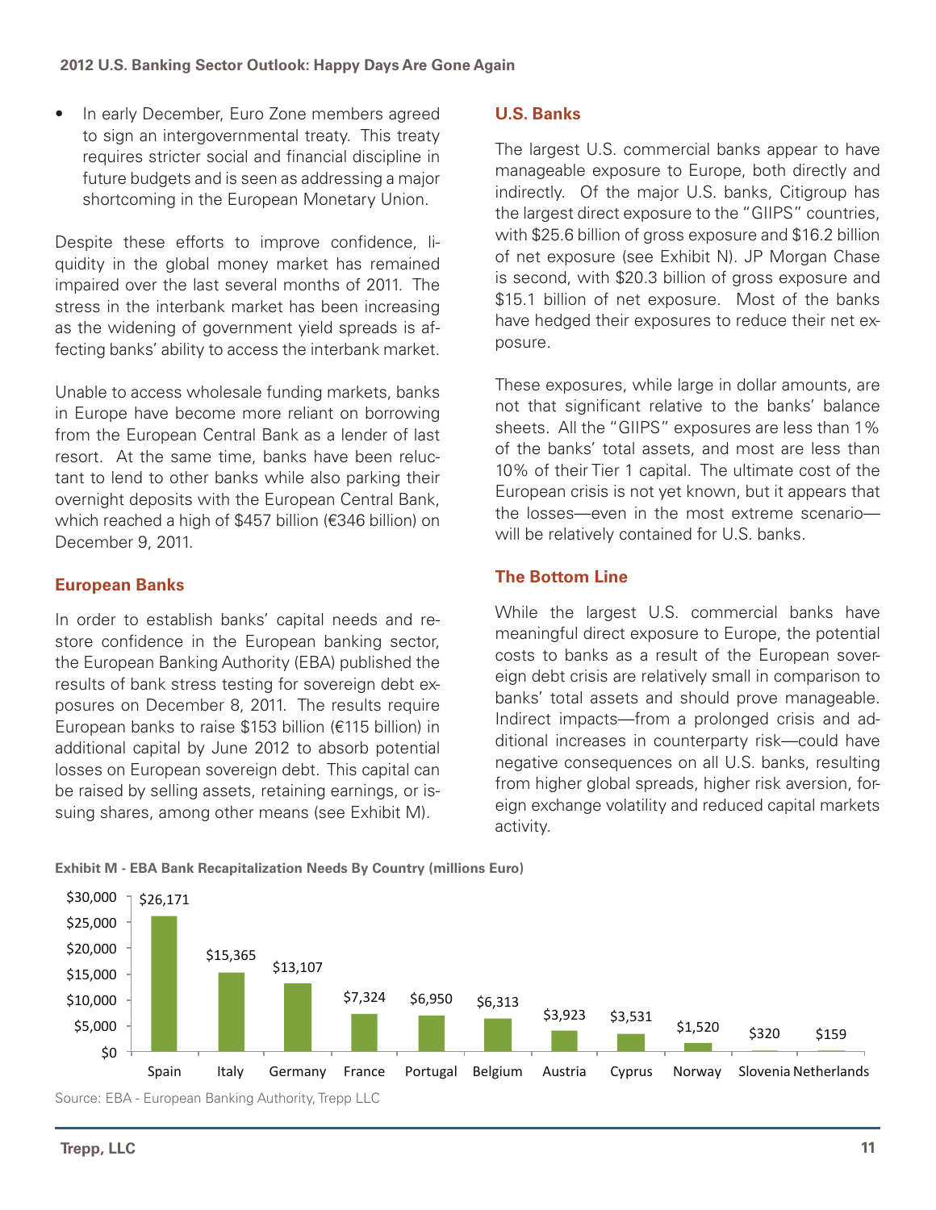- In early December, Euro Zone members agreed to sign an intergovernmental treaty. This treaty requires stricter social and financial discipline in future budgets and is seen as addressing a major shortcoming in the European Monetary Union.

Despite these efforts to improve confidence, liquidity in the global money market has remained impaired over the last several months of 2011. The stress in the interbank market has been increasing as the widening of government yield spreads is affecting banks' ability to access the interbank market.

Unable to access wholesale funding markets, banks in Europe have become more reliant on borrowing from the European Central Bank as a lender of last resort. At the same time, banks have been reluctant to lend to other banks while also parking their overnight deposits with the European Central Bank, which reached a high of $457 billion (€346 billion) on December 9, 2011.

### European Banks

In order to establish banks' capital needs and restore confidence in the European banking sector, the European Banking Authority (EBA) published the results of bank stress testing for sovereign debt exposures on December 8, 2011. The results require European banks to raise $153 billion (€115 billion) in additional capital by June 2012 to absorb potential losses on European sovereign debt. This capital can be raised by selling assets, retaining earnings, or issuing shares, among other means (see Exhibit M).

### U.S. Banks

The largest U.S. commercial banks appear to have manageable exposure to Europe, both directly and indirectly. Of the major U.S. banks, Citigroup has the largest direct exposure to the "GIIPS" countries, with $25.6 billion of gross exposure and $16.2 billion of net exposure (see Exhibit N). JP Morgan Chase is second, with $20.3 billion of gross exposure and $15.1 billion of net exposure. Most of the banks have hedged their exposures to reduce their net exposure.

These exposures, while large in dollar amounts, are not that significant relative to the banks' balance sheets. All the "GIIPS" exposures are less than 1% of the banks' total assets, and most are less than 10% of their Tier 1 capital. The ultimate cost of the European crisis is not yet known, but it appears that the losses—even in the most extreme scenario—will be relatively contained for U.S. banks.

### The Bottom Line

While the largest U.S. commercial banks have meaningful direct exposure to Europe, the potential costs to banks as a result of the European sovereign debt crisis are relatively small in comparison to banks' total assets and should prove manageable. Indirect impacts—from a prolonged crisis and additional increases in counterparty risk—could have negative consequences on all U.S. banks, resulting from higher global spreads, higher risk aversion, foreign exchange volatility and reduced capital markets activity.

**Exhibit M - EBA Bank Recapitalization Needs By Country (millions Euro)**

| Country | Recapitalization Needs |
|---|---|
| Spain | $26,171 |
| Italy | $15,365 |
| Germany | $13,107 |
| France | $7,324 |
| Portugal | $6,950 |
| Belgium | $6,313 |
| Austria | $3,923 |
| Cyprus | $3,531 |
| Norway | $1,520 |
| Slovenia | $320 |
| Netherlands | $159 |

Source: EBA - European Banking Authority, Trepp LLC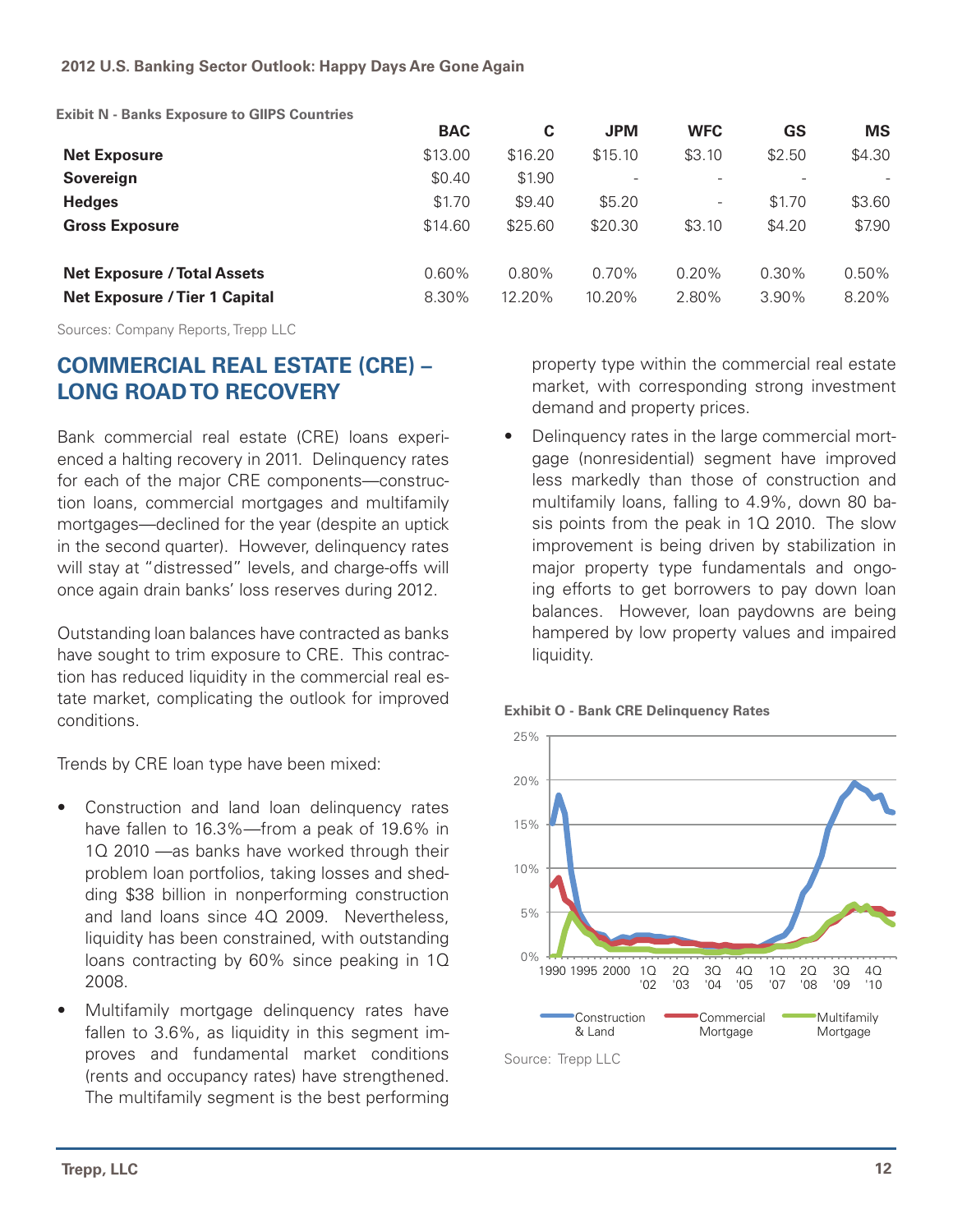**Exhibit N - Banks Exposure to GIIPS Countries**

| | BAC | C | JPM | WFC | GS | MS |
|---|---|---|---|---|---|---|
| **Net Exposure** | $13.00 | $16.20 | $15.10 | $3.10 | $2.50 | $4.30 |
| **Sovereign** | $0.40 | $1.90 | - | - | - | - |
| **Hedges** | $1.70 | $9.40 | $5.20 | - | $1.70 | $3.60 |
| **Gross Exposure** | $14.60 | $25.60 | $20.30 | $3.10 | $4.20 | $7.90 |
| | | | | | | |
| **Net Exposure / Total Assets** | 0.60% | 0.80% | 0.70% | 0.20% | 0.30% | 0.50% |
| **Net Exposure / Tier 1 Capital** | 8.30% | 12.20% | 10.20% | 2.80% | 3.90% | 8.20% |

Sources: Company Reports, Trepp LLC

## COMMERCIAL REAL ESTATE (CRE) – LONG ROAD TO RECOVERY

Bank commercial real estate (CRE) loans experienced a halting recovery in 2011. Delinquency rates for each of the major CRE components—construction loans, commercial mortgages and multifamily mortgages—declined for the year (despite an uptick in the second quarter). However, delinquency rates will stay at "distressed" levels, and charge-offs will once again drain banks' loss reserves during 2012.

Outstanding loan balances have contracted as banks have sought to trim exposure to CRE. This contraction has reduced liquidity in the commercial real estate market, complicating the outlook for improved conditions.

Trends by CRE loan type have been mixed:

- Construction and land loan delinquency rates have fallen to 16.3%—from a peak of 19.6% in 1Q 2010 —as banks have worked through their problem loan portfolios, taking losses and shedding $38 billion in nonperforming construction and land loans since 4Q 2009. Nevertheless, liquidity has been constrained, with outstanding loans contracting by 60% since peaking in 1Q 2008.
- Multifamily mortgage delinquency rates have fallen to 3.6%, as liquidity in this segment improves and fundamental market conditions (rents and occupancy rates) have strengthened. The multifamily segment is the best performing property type within the commercial real estate market, with corresponding strong investment demand and property prices.
- Delinquency rates in the large commercial mortgage (nonresidential) segment have improved less markedly than those of construction and multifamily loans, falling to 4.9%, down 80 basis points from the peak in 1Q 2010. The slow improvement is being driven by stabilization in major property type fundamentals and ongoing efforts to get borrowers to pay down loan balances. However, loan paydowns are being hampered by low property values and impaired liquidity.

**Exhibit O - Bank CRE Delinquency Rates**

Source: Trepp LLC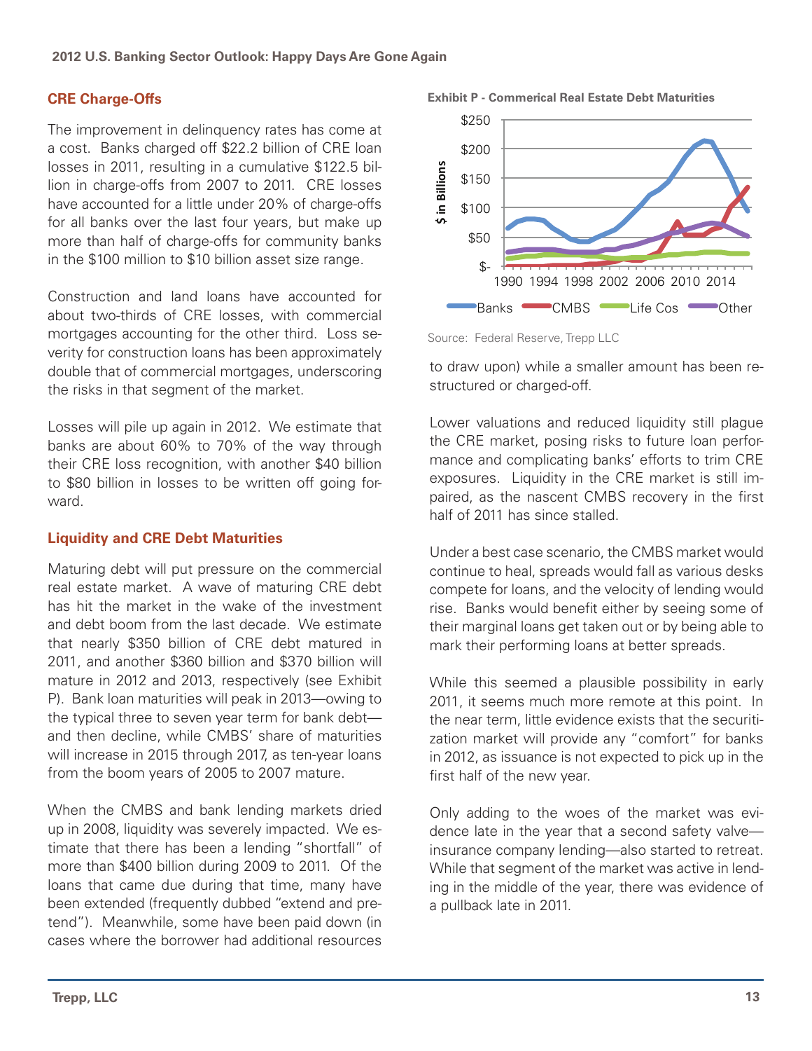### CRE Charge-Offs

The improvement in delinquency rates has come at a cost. Banks charged off $22.2 billion of CRE loan losses in 2011, resulting in a cumulative $122.5 billion in charge-offs from 2007 to 2011. CRE losses have accounted for a little under 20% of charge-offs for all banks over the last four years, but make up more than half of charge-offs for community banks in the $100 million to $10 billion asset size range.

Construction and land loans have accounted for about two-thirds of CRE losses, with commercial mortgages accounting for the other third. Loss severity for construction loans has been approximately double that of commercial mortgages, underscoring the risks in that segment of the market.

Losses will pile up again in 2012. We estimate that banks are about 60% to 70% of the way through their CRE loss recognition, with another $40 billion to $80 billion in losses to be written off going forward.

### Liquidity and CRE Debt Maturities

Maturing debt will put pressure on the commercial real estate market. A wave of maturing CRE debt has hit the market in the wake of the investment and debt boom from the last decade. We estimate that nearly $350 billion of CRE debt matured in 2011, and another $360 billion and $370 billion will mature in 2012 and 2013, respectively (see Exhibit P). Bank loan maturities will peak in 2013—owing to the typical three to seven year term for bank debt—and then decline, while CMBS' share of maturities will increase in 2015 through 2017, as ten-year loans from the boom years of 2005 to 2007 mature.

When the CMBS and bank lending markets dried up in 2008, liquidity was severely impacted. We estimate that there has been a lending "shortfall" of more than $400 billion during 2009 to 2011. Of the loans that came due during that time, many have been extended (frequently dubbed "extend and pretend"). Meanwhile, some have been paid down (in cases where the borrower had additional resources to draw upon) while a smaller amount has been restructured or charged-off.

**Exhibit P - Commerical Real Estate Debt Maturities**

Source: Federal Reserve, Trepp LLC

Lower valuations and reduced liquidity still plague the CRE market, posing risks to future loan performance and complicating banks' efforts to trim CRE exposures. Liquidity in the CRE market is still impaired, as the nascent CMBS recovery in the first half of 2011 has since stalled.

Under a best case scenario, the CMBS market would continue to heal, spreads would fall as various desks compete for loans, and the velocity of lending would rise. Banks would benefit either by seeing some of their marginal loans get taken out or by being able to mark their performing loans at better spreads.

While this seemed a plausible possibility in early 2011, it seems much more remote at this point. In the near term, little evidence exists that the securitization market will provide any "comfort" for banks in 2012, as issuance is not expected to pick up in the first half of the new year.

Only adding to the woes of the market was evidence late in the year that a second safety valve—insurance company lending—also started to retreat. While that segment of the market was active in lending in the middle of the year, there was evidence of a pullback late in 2011.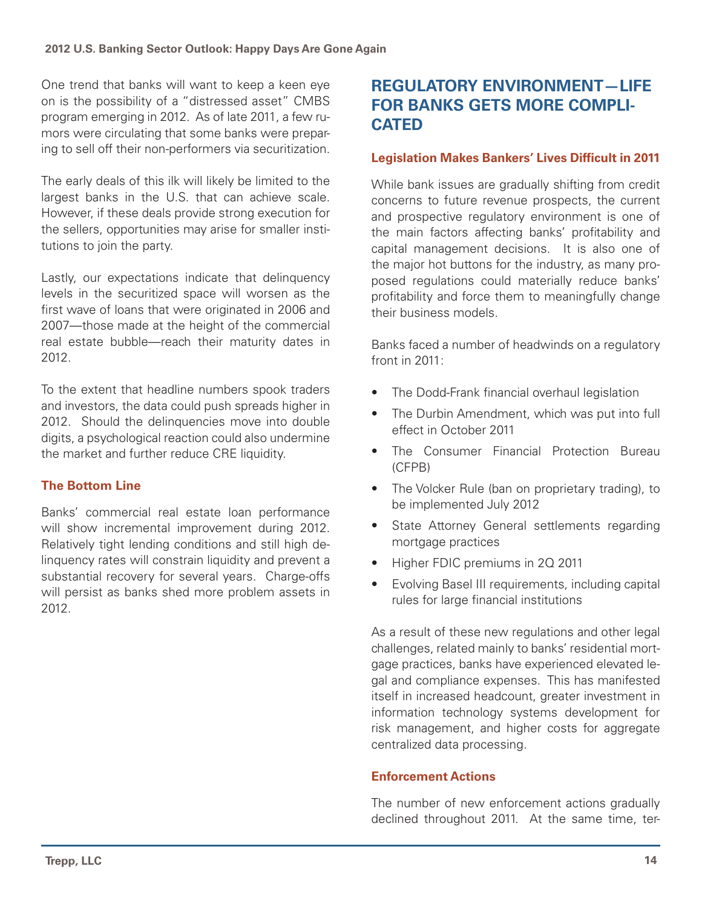One trend that banks will want to keep a keen eye on is the possibility of a "distressed asset" CMBS program emerging in 2012. As of late 2011, a few rumors were circulating that some banks were preparing to sell off their non-performers via securitization.

The early deals of this ilk will likely be limited to the largest banks in the U.S. that can achieve scale. However, if these deals provide strong execution for the sellers, opportunities may arise for smaller institutions to join the party.

Lastly, our expectations indicate that delinquency levels in the securitized space will worsen as the first wave of loans that were originated in 2006 and 2007—those made at the height of the commercial real estate bubble—reach their maturity dates in 2012.

To the extent that headline numbers spook traders and investors, the data could push spreads higher in 2012. Should the delinquencies move into double digits, a psychological reaction could also undermine the market and further reduce CRE liquidity.

### The Bottom Line

Banks' commercial real estate loan performance will show incremental improvement during 2012. Relatively tight lending conditions and still high delinquency rates will constrain liquidity and prevent a substantial recovery for several years. Charge-offs will persist as banks shed more problem assets in 2012.

## REGULATORY ENVIRONMENT—LIFE FOR BANKS GETS MORE COMPLICATED

### Legislation Makes Bankers' Lives Difficult in 2011

While bank issues are gradually shifting from credit concerns to future revenue prospects, the current and prospective regulatory environment is one of the main factors affecting banks' profitability and capital management decisions. It is also one of the major hot buttons for the industry, as many proposed regulations could materially reduce banks' profitability and force them to meaningfully change their business models.

Banks faced a number of headwinds on a regulatory front in 2011:

- The Dodd-Frank financial overhaul legislation
- The Durbin Amendment, which was put into full effect in October 2011
- The Consumer Financial Protection Bureau (CFPB)
- The Volcker Rule (ban on proprietary trading), to be implemented July 2012
- State Attorney General settlements regarding mortgage practices
- Higher FDIC premiums in 2Q 2011
- Evolving Basel III requirements, including capital rules for large financial institutions

As a result of these new regulations and other legal challenges, related mainly to banks' residential mortgage practices, banks have experienced elevated legal and compliance expenses. This has manifested itself in increased headcount, greater investment in information technology systems development for risk management, and higher costs for aggregate centralized data processing.

### Enforcement Actions

The number of new enforcement actions gradually declined throughout 2011. At the same time, ter-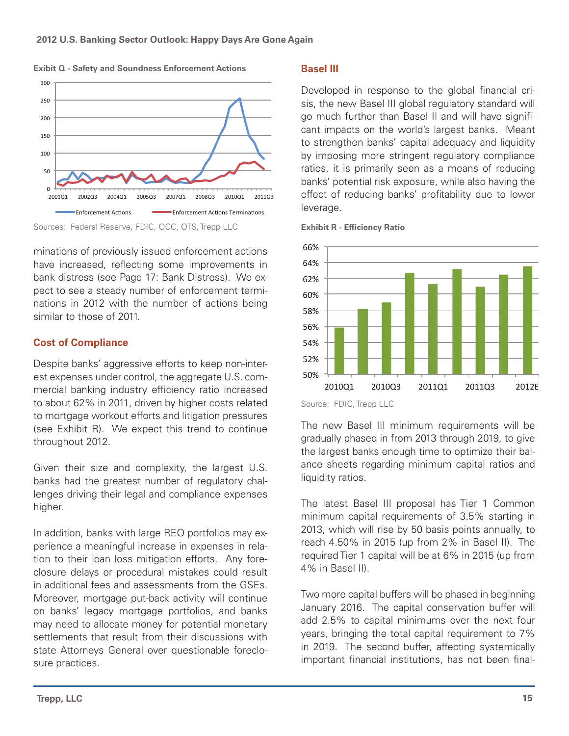**Exhibit Q - Safety and Soundness Enforcement Actions**

Sources: Federal Reserve, FDIC, OCC, OTS, Trepp LLC

minations of previously issued enforcement actions have increased, reflecting some improvements in bank distress (see Page 17: Bank Distress). We expect to see a steady number of enforcement terminations in 2012 with the number of actions being similar to those of 2011.

## Cost of Compliance

Despite banks' aggressive efforts to keep non-interest expenses under control, the aggregate U.S. commercial banking industry efficiency ratio increased to about 62% in 2011, driven by higher costs related to mortgage workout efforts and litigation pressures (see Exhibit R). We expect this trend to continue throughout 2012.

Given their size and complexity, the largest U.S. banks had the greatest number of regulatory challenges driving their legal and compliance expenses higher.

In addition, banks with large REO portfolios may experience a meaningful increase in expenses in relation to their loan loss mitigation efforts. Any foreclosure delays or procedural mistakes could result in additional fees and assessments from the GSEs. Moreover, mortgage put-back activity will continue on banks' legacy mortgage portfolios, and banks may need to allocate money for potential monetary settlements that result from their discussions with state Attorneys General over questionable foreclosure practices.

## Basel III

Developed in response to the global financial crisis, the new Basel III global regulatory standard will go much further than Basel II and will have significant impacts on the world's largest banks. Meant to strengthen banks' capital adequacy and liquidity by imposing more stringent regulatory compliance ratios, it is primarily seen as a means of reducing banks' potential risk exposure, while also having the effect of reducing banks' profitability due to lower leverage.

**Exhibit R - Efficiency Ratio**

Source: FDIC, Trepp LLC

The new Basel III minimum requirements will be gradually phased in from 2013 through 2019, to give the largest banks enough time to optimize their balance sheets regarding minimum capital ratios and liquidity ratios.

The latest Basel III proposal has Tier 1 Common minimum capital requirements of 3.5% starting in 2013, which will rise by 50 basis points annually, to reach 4.50% in 2015 (up from 2% in Basel II). The required Tier 1 capital will be at 6% in 2015 (up from 4% in Basel II).

Two more capital buffers will be phased in beginning January 2016. The capital conservation buffer will add 2.5% to capital minimums over the next four years, bringing the total capital requirement to 7% in 2019. The second buffer, affecting systemically important financial institutions, has not been final-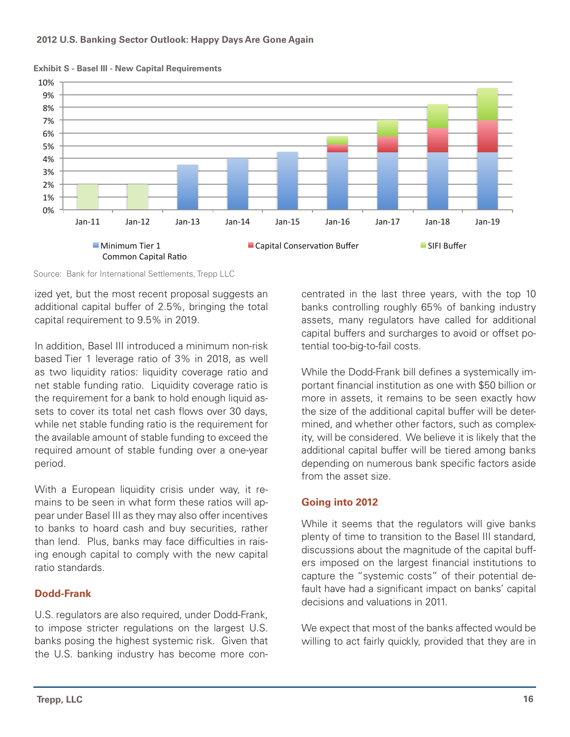**Exhibit S - Basel III - New Capital Requirements**

Source: Bank for International Settlements, Trepp LLC

ized yet, but the most recent proposal suggests an additional capital buffer of 2.5%, bringing the total capital requirement to 9.5% in 2019.

In addition, Basel III introduced a minimum non-risk based Tier 1 leverage ratio of 3% in 2018, as well as two liquidity ratios: liquidity coverage ratio and net stable funding ratio. Liquidity coverage ratio is the requirement for a bank to hold enough liquid assets to cover its total net cash flows over 30 days, while net stable funding ratio is the requirement for the available amount of stable funding to exceed the required amount of stable funding over a one-year period.

With a European liquidity crisis under way, it remains to be seen in what form these ratios will appear under Basel III as they may also offer incentives to banks to hoard cash and buy securities, rather than lend. Plus, banks may face difficulties in raising enough capital to comply with the new capital ratio standards.

## Dodd-Frank

U.S. regulators are also required, under Dodd-Frank, to impose stricter regulations on the largest U.S. banks posing the highest systemic risk. Given that the U.S. banking industry has become more concentrated in the last three years, with the top 10 banks controlling roughly 65% of banking industry assets, many regulators have called for additional capital buffers and surcharges to avoid or offset potential too-big-to-fail costs.

While the Dodd-Frank bill defines a systemically important financial institution as one with $50 billion or more in assets, it remains to be seen exactly how the size of the additional capital buffer will be determined, and whether other factors, such as complexity, will be considered. We believe it is likely that the additional capital buffer will be tiered among banks depending on numerous bank specific factors aside from the asset size.

## Going into 2012

While it seems that the regulators will give banks plenty of time to transition to the Basel III standard, discussions about the magnitude of the capital buffers imposed on the largest financial institutions to capture the "systemic costs" of their potential default have had a significant impact on banks' capital decisions and valuations in 2011.

We expect that most of the banks affected would be willing to act fairly quickly, provided that they are in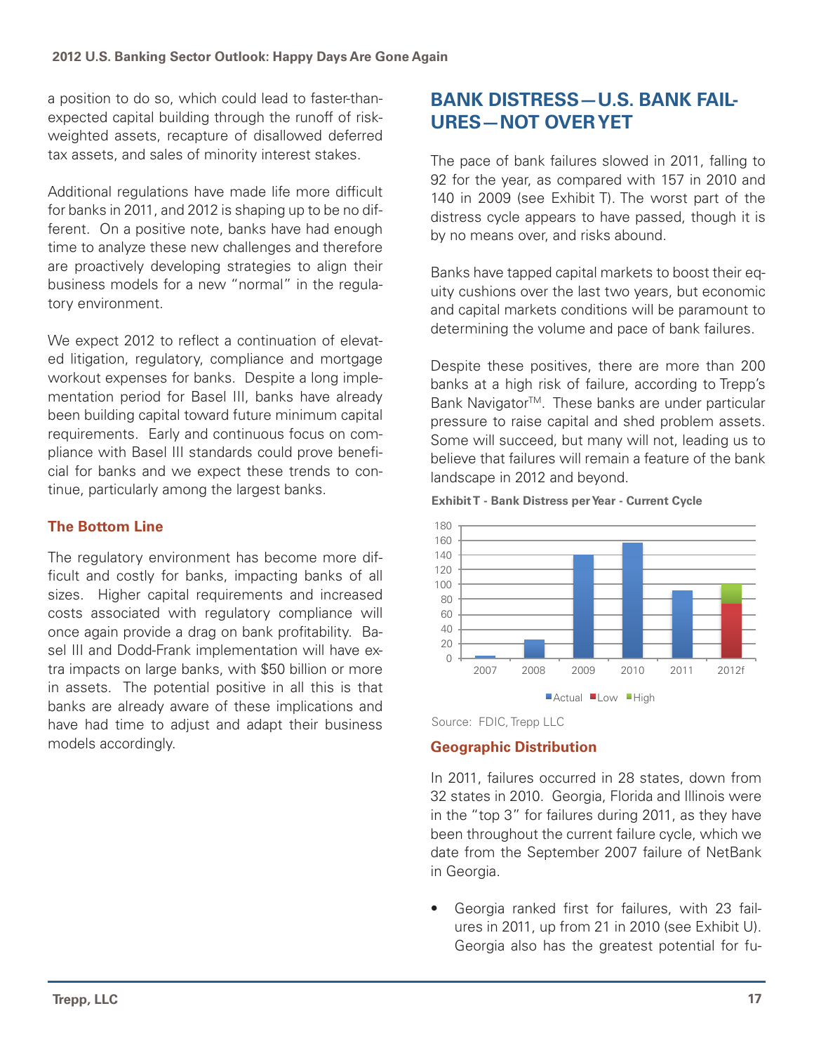a position to do so, which could lead to faster-than-expected capital building through the runoff of risk-weighted assets, recapture of disallowed deferred tax assets, and sales of minority interest stakes.

Additional regulations have made life more difficult for banks in 2011, and 2012 is shaping up to be no different. On a positive note, banks have had enough time to analyze these new challenges and therefore are proactively developing strategies to align their business models for a new "normal" in the regulatory environment.

We expect 2012 to reflect a continuation of elevated litigation, regulatory, compliance and mortgage workout expenses for banks. Despite a long implementation period for Basel III, banks have already been building capital toward future minimum capital requirements. Early and continuous focus on compliance with Basel III standards could prove beneficial for banks and we expect these trends to continue, particularly among the largest banks.

### The Bottom Line

The regulatory environment has become more difficult and costly for banks, impacting banks of all sizes. Higher capital requirements and increased costs associated with regulatory compliance will once again provide a drag on bank profitability. Basel III and Dodd-Frank implementation will have extra impacts on large banks, with $50 billion or more in assets. The potential positive in all this is that banks are already aware of these implications and have had time to adjust and adapt their business models accordingly.

## BANK DISTRESS—U.S. BANK FAILURES—NOT OVER YET

The pace of bank failures slowed in 2011, falling to 92 for the year, as compared with 157 in 2010 and 140 in 2009 (see Exhibit T). The worst part of the distress cycle appears to have passed, though it is by no means over, and risks abound.

Banks have tapped capital markets to boost their equity cushions over the last two years, but economic and capital markets conditions will be paramount to determining the volume and pace of bank failures.

Despite these positives, there are more than 200 banks at a high risk of failure, according to Trepp's Bank Navigator™. These banks are under particular pressure to raise capital and shed problem assets. Some will succeed, but many will not, leading us to believe that failures will remain a feature of the bank landscape in 2012 and beyond.

**Exhibit T - Bank Distress per Year - Current Cycle**

| Year | Actual | Low | High |
|---|---|---|---|
| 2007 | 3 | | |
| 2008 | 25 | | |
| 2009 | 140 | | |
| 2010 | 157 | | |
| 2011 | 92 | | |
| 2012f | | 75 | 100 |

Source: FDIC, Trepp LLC

### Geographic Distribution

In 2011, failures occurred in 28 states, down from 32 states in 2010. Georgia, Florida and Illinois were in the "top 3" for failures during 2011, as they have been throughout the current failure cycle, which we date from the September 2007 failure of NetBank in Georgia.

- Georgia ranked first for failures, with 23 failures in 2011, up from 21 in 2010 (see Exhibit U). Georgia also has the greatest potential for fu-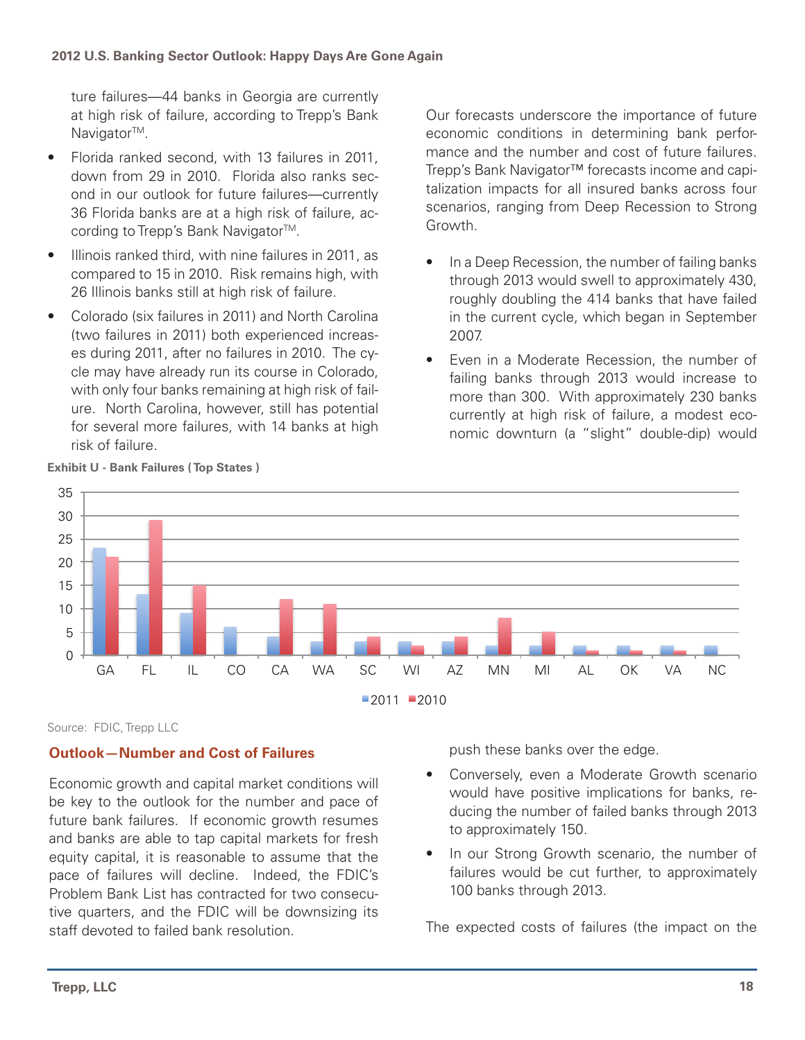ture failures—44 banks in Georgia are currently at high risk of failure, according to Trepp's Bank Navigator™.

- Florida ranked second, with 13 failures in 2011, down from 29 in 2010. Florida also ranks second in our outlook for future failures—currently 36 Florida banks are at a high risk of failure, according to Trepp's Bank Navigator™.
- Illinois ranked third, with nine failures in 2011, as compared to 15 in 2010. Risk remains high, with 26 Illinois banks still at high risk of failure.
- Colorado (six failures in 2011) and North Carolina (two failures in 2011) both experienced increases during 2011, after no failures in 2010. The cycle may have already run its course in Colorado, with only four banks remaining at high risk of failure. North Carolina, however, still has potential for several more failures, with 14 banks at high risk of failure.

Our forecasts underscore the importance of future economic conditions in determining bank performance and the number and cost of future failures. Trepp's Bank Navigator™ forecasts income and capitalization impacts for all insured banks across four scenarios, ranging from Deep Recession to Strong Growth.

- In a Deep Recession, the number of failing banks through 2013 would swell to approximately 430, roughly doubling the 414 banks that have failed in the current cycle, which began in September 2007.
- Even in a Moderate Recession, the number of failing banks through 2013 would increase to more than 300. With approximately 230 banks currently at high risk of failure, a modest economic downturn (a "slight" double-dip) would push these banks over the edge.
- Conversely, even a Moderate Growth scenario would have positive implications for banks, reducing the number of failed banks through 2013 to approximately 150.
- In our Strong Growth scenario, the number of failures would be cut further, to approximately 100 banks through 2013.

**Exhibit U - Bank Failures ( Top States )**

Source: FDIC, Trepp LLC

## Outlook—Number and Cost of Failures

Economic growth and capital market conditions will be key to the outlook for the number and pace of future bank failures. If economic growth resumes and banks are able to tap capital markets for fresh equity capital, it is reasonable to assume that the pace of failures will decline. Indeed, the FDIC's Problem Bank List has contracted for two consecutive quarters, and the FDIC will be downsizing its staff devoted to failed bank resolution.

The expected costs of failures (the impact on the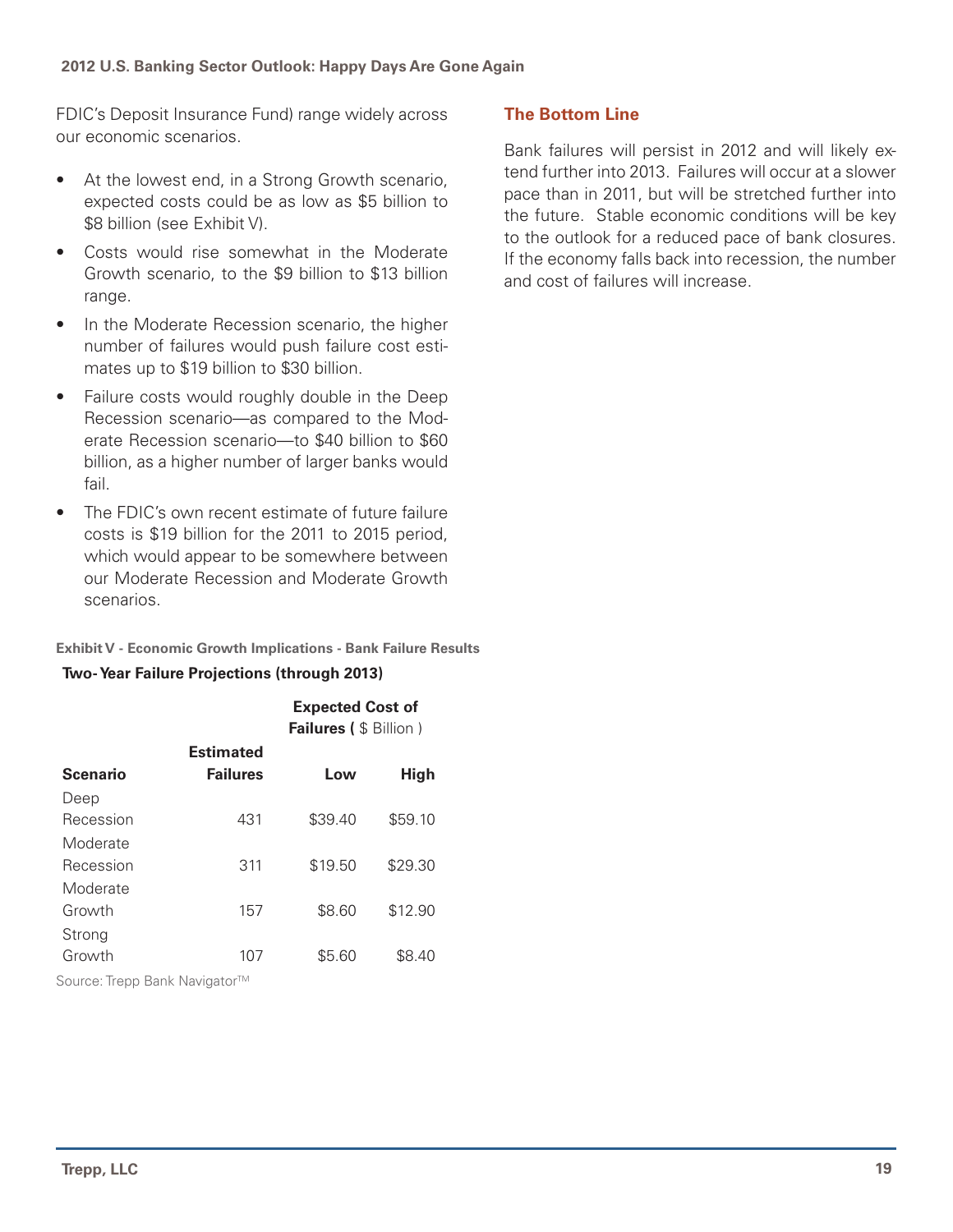FDIC's Deposit Insurance Fund) range widely across our economic scenarios.

- At the lowest end, in a Strong Growth scenario, expected costs could be as low as $5 billion to $8 billion (see Exhibit V).
- Costs would rise somewhat in the Moderate Growth scenario, to the $9 billion to $13 billion range.
- In the Moderate Recession scenario, the higher number of failures would push failure cost estimates up to $19 billion to $30 billion.
- Failure costs would roughly double in the Deep Recession scenario—as compared to the Moderate Recession scenario—to $40 billion to $60 billion, as a higher number of larger banks would fail.
- The FDIC's own recent estimate of future failure costs is $19 billion for the 2011 to 2015 period, which would appear to be somewhere between our Moderate Recession and Moderate Growth scenarios.

**Exhibit V - Economic Growth Implications - Bank Failure Results**

**Two-Year Failure Projections (through 2013)**

| Scenario | Estimated Failures | Expected Cost of Failures ( $ Billion ) Low | High |
|---|---|---|---|
| Deep Recession | 431 | $39.40 | $59.10 |
| Moderate Recession | 311 | $19.50 | $29.30 |
| Moderate Growth | 157 | $8.60 | $12.90 |
| Strong Growth | 107 | $5.60 | $8.40 |

Source: Trepp Bank Navigator™

## The Bottom Line

Bank failures will persist in 2012 and will likely extend further into 2013. Failures will occur at a slower pace than in 2011, but will be stretched further into the future. Stable economic conditions will be key to the outlook for a reduced pace of bank closures. If the economy falls back into recession, the number and cost of failures will increase.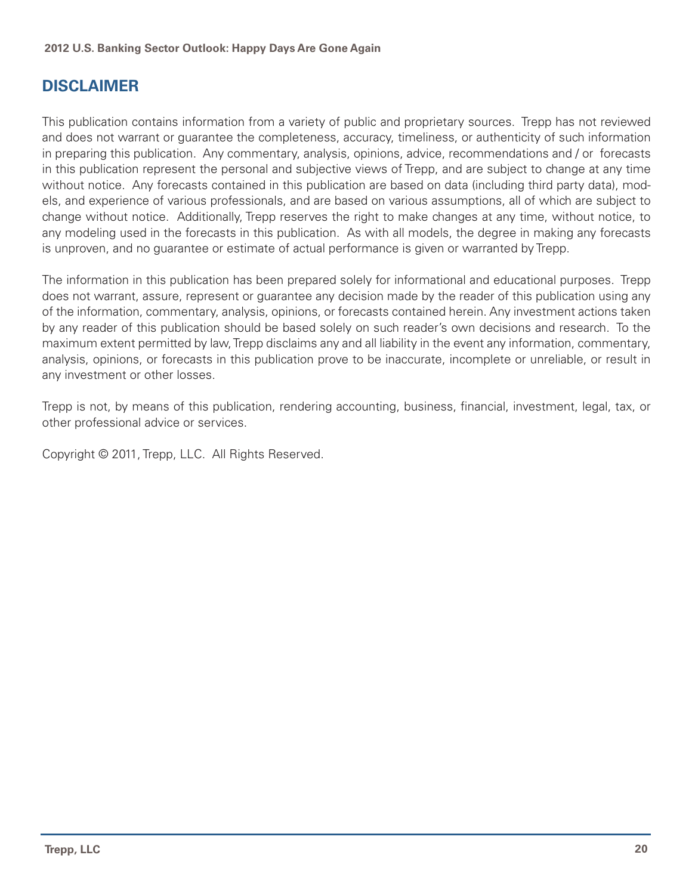## DISCLAIMER

This publication contains information from a variety of public and proprietary sources. Trepp has not reviewed and does not warrant or guarantee the completeness, accuracy, timeliness, or authenticity of such information in preparing this publication. Any commentary, analysis, opinions, advice, recommendations and / or forecasts in this publication represent the personal and subjective views of Trepp, and are subject to change at any time without notice. Any forecasts contained in this publication are based on data (including third party data), models, and experience of various professionals, and are based on various assumptions, all of which are subject to change without notice. Additionally, Trepp reserves the right to make changes at any time, without notice, to any modeling used in the forecasts in this publication. As with all models, the degree in making any forecasts is unproven, and no guarantee or estimate of actual performance is given or warranted by Trepp.

The information in this publication has been prepared solely for informational and educational purposes. Trepp does not warrant, assure, represent or guarantee any decision made by the reader of this publication using any of the information, commentary, analysis, opinions, or forecasts contained herein. Any investment actions taken by any reader of this publication should be based solely on such reader's own decisions and research. To the maximum extent permitted by law, Trepp disclaims any and all liability in the event any information, commentary, analysis, opinions, or forecasts in this publication prove to be inaccurate, incomplete or unreliable, or result in any investment or other losses.

Trepp is not, by means of this publication, rendering accounting, business, financial, investment, legal, tax, or other professional advice or services.

Copyright © 2011, Trepp, LLC. All Rights Reserved.